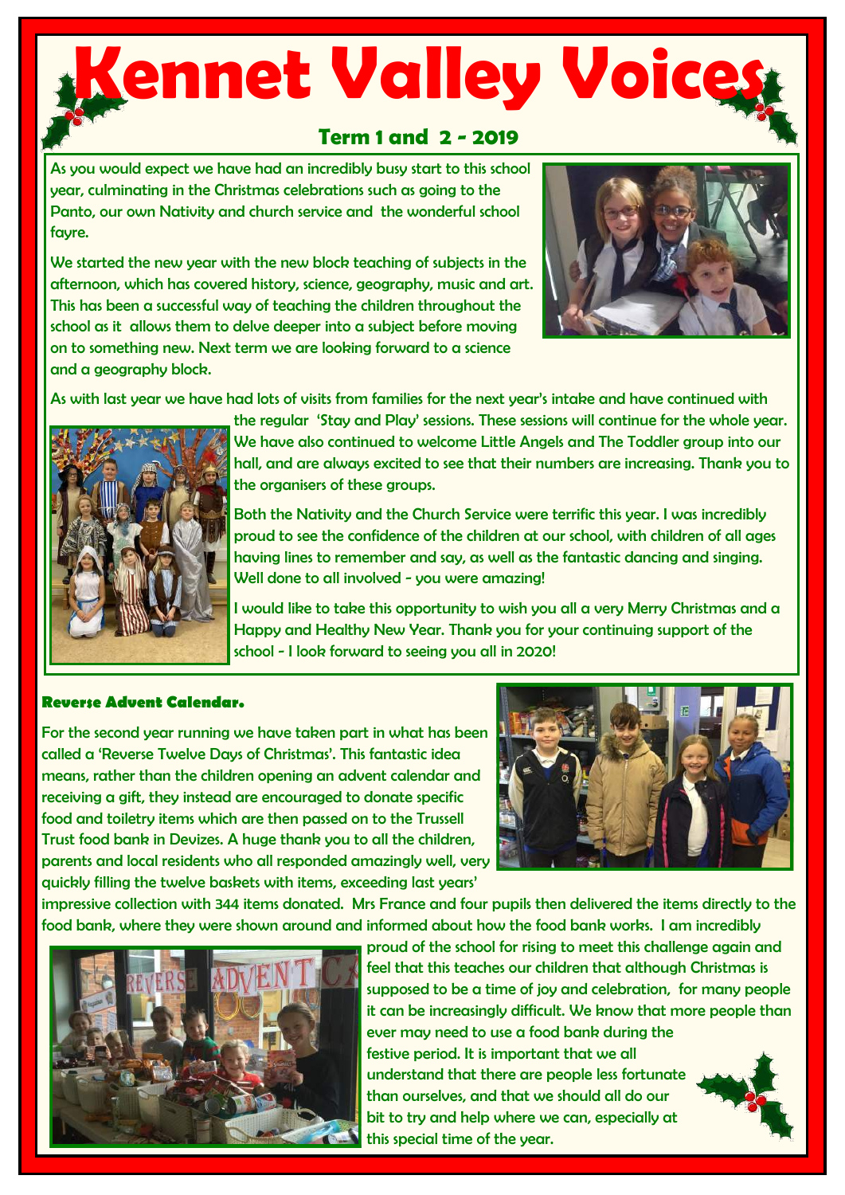# Kennet Valley Voices

## Term 1 and 2 - 2019

As you would expect we have had an incredibly busy start to this school year, culminating in the Christmas celebrations such as going to the Panto, our own Nativity and church service and the wonderful school fayre.

We started the new year with the new block teaching of subjects in the afternoon, which has covered history, science, geography, music and art. This has been a successful way of teaching the children throughout the school as it allows them to delve deeper into a subject before moving on to something new. Next term we are looking forward to a science and a geography block.

As with last year we have had lots of visits from families for the next year's intake and have continued with the regular 'Stay and Play' sessions. These sessions will continue for the whole year. We have also continued to welcome Little Angels and The Toddler group into our hall, and are always excited to see that their numbers are increasing. Thank you to the organisers of these groups.

Both the Nativity and the Church Service were terrific this year. I was incredibly proud to see the confidence of the children at our school, with children of all ages having lines to remember and say, as well as the fantastic dancing and singing. Well done to all involved - you were amazing!

I would like to take this opportunity to wish you all a very Merry Christmas and a Happy and Healthy New Year. Thank you for your continuing support of the school - I look forward to seeing you all in 2020!

**Reverse Advent Calendar.**

For the second year running we have taken part in what has been called a 'Reverse Twelve Days of Christmas'. This fantastic idea means, rather than the children opening an advent calendar and receiving a gift, they instead are encouraged to donate specific food and toiletry items which are then passed on to the Trussell Trust food bank in Devizes. A huge thank you to all the children, parents and local residents who all responded amazingly well, very quickly filling the twelve baskets with items, exceeding last years' impressive collection with 344 items donated. Mrs France and four pupils then delivered the items directly to the food bank, where they were shown around and informed about how the food bank works. I am incredibly proud of the school for rising to meet this challenge again and feel that this teaches our children that although Christmas is supposed to be a time of joy and celebration, for many people it can be increasingly difficult. We know that more people than ever may need to use a food bank during the festive period. It is important that we all understand that there are people less fortunate than ourselves, and that we should all do our bit to try and help where we can, especially at this special time of the year.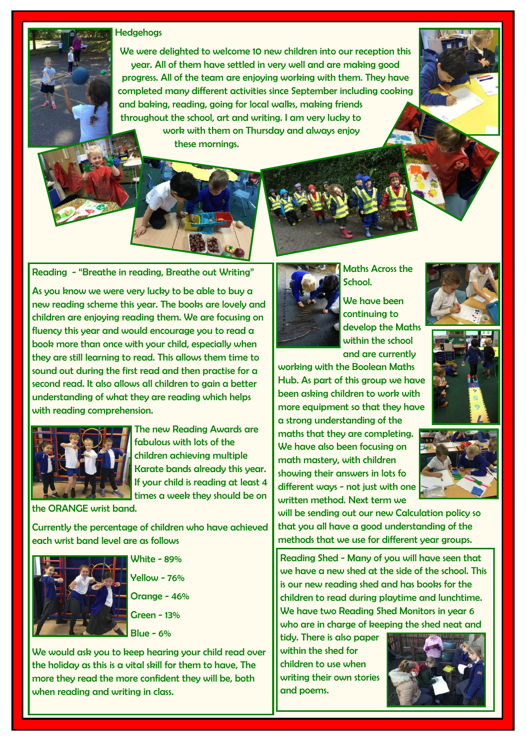## Hedgehogs

We were delighted to welcome 10 new children into our reception this year. All of them have settled in very well and are making good progress. All of the team are enjoying working with them. They have completed many different activities since September including cooking and baking, reading, going for local walks, making friends throughout the school, art and writing. I am very lucky to work with them on Thursday and always enjoy these mornings.

## Reading - "Breathe in reading, Breathe out Writing"

As you know we were very lucky to be able to buy a new reading scheme this year. The books are lovely and children are enjoying reading them. We are focusing on fluency this year and would encourage you to read a book more than once with your child, especially when they are still learning to read. This allows them time to sound out during the first read and then practise for a second read. It also allows all children to gain a better understanding of what they are reading which helps with reading comprehension.

The new Reading Awards are fabulous with lots of the children achieving multiple Karate bands already this year. If your child is reading at least 4 times a week they should be on the ORANGE wrist band.

Currently the percentage of children who have achieved each wrist band level are as follows

White - 89%

Yellow - 76%

Orange - 46%

Green - 13%

Blue - 6%

We would ask you to keep hearing your child read over the holiday as this is a vital skill for them to have, The more they read the more confident they will be, both when reading and writing in class.

## Maths Across the School.

We have been continuing to develop the Maths within the school and are currently working with the Boolean Maths Hub. As part of this group we have been asking children to work with more equipment so that they have a strong understanding of the maths that they are completing. We have also been focusing on math mastery, with children showing their answers in lots fo different ways - not just with one written method. Next term we will be sending out our new Calculation policy so that you all have a good understanding of the methods that we use for different year groups.

## Reading Shed

Reading Shed - Many of you will have seen that we have a new shed at the side of the school. This is our new reading shed and has books for the children to read during playtime and lunchtime. We have two Reading Shed Monitors in year 6 who are in charge of keeping the shed neat and tidy. There is also paper within the shed for children to use when writing their own stories and poems.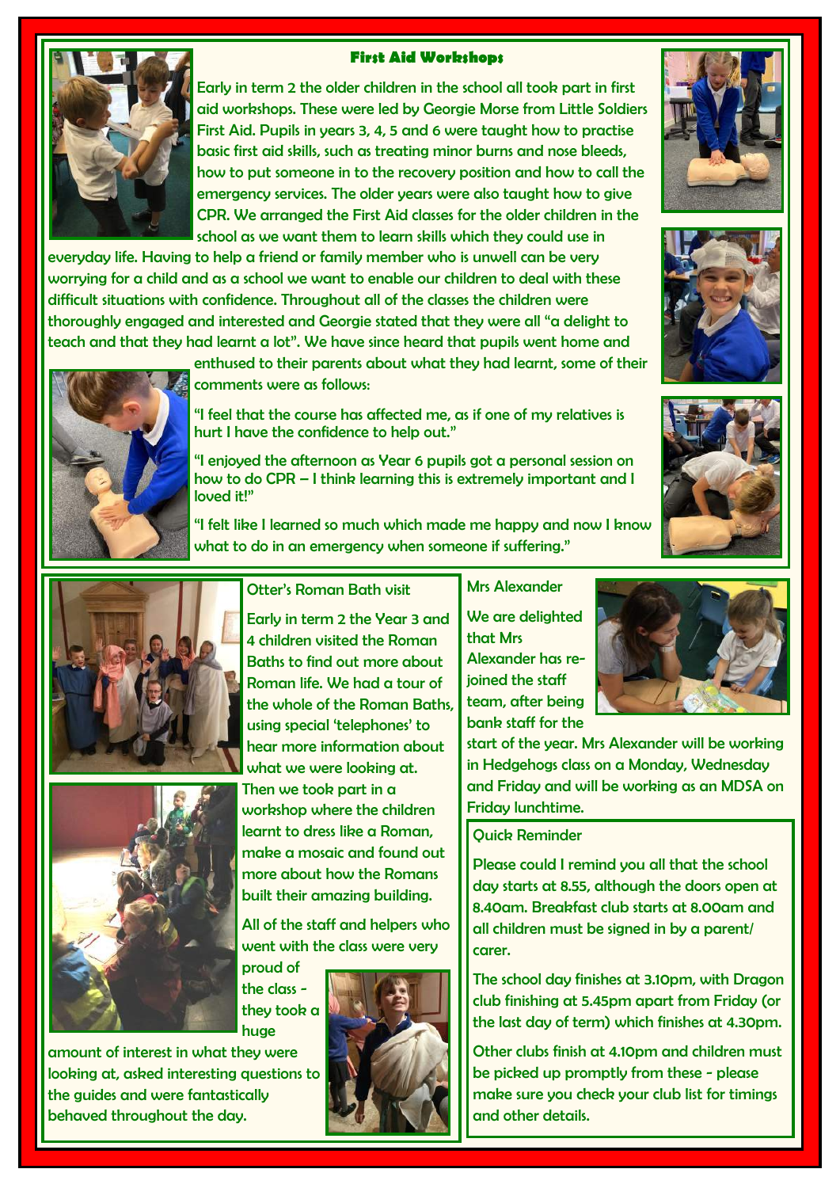## First Aid Workshops

Early in term 2 the older children in the school all took part in first aid workshops. These were led by Georgie Morse from Little Soldiers First Aid. Pupils in years 3, 4, 5 and 6 were taught how to practise basic first aid skills, such as treating minor burns and nose bleeds, how to put someone in to the recovery position and how to call the emergency services. The older years were also taught how to give CPR. We arranged the First Aid classes for the older children in the school as we want them to learn skills which they could use in everyday life. Having to help a friend or family member who is unwell can be very worrying for a child and as a school we want to enable our children to deal with these difficult situations with confidence. Throughout all of the classes the children were thoroughly engaged and interested and Georgie stated that they were all "a delight to teach and that they had learnt a lot". We have since heard that pupils went home and enthused to their parents about what they had learnt, some of their comments were as follows:

"I feel that the course has affected me, as if one of my relatives is hurt I have the confidence to help out."

"I enjoyed the afternoon as Year 6 pupils got a personal session on how to do CPR – I think learning this is extremely important and I loved it!"

"I felt like I learned so much which made me happy and now I know what to do in an emergency when someone if suffering."

## Otter's Roman Bath visit

Early in term 2 the Year 3 and 4 children visited the Roman Baths to find out more about Roman life. We had a tour of the whole of the Roman Baths, using special 'telephones' to hear more information about what we were looking at. Then we took part in a workshop where the children learnt to dress like a Roman, make a mosaic and found out more about how the Romans built their amazing building.

All of the staff and helpers who went with the class were very proud of the class - they took a huge amount of interest in what they were looking at, asked interesting questions to the guides and were fantastically behaved throughout the day.

## Mrs Alexander

We are delighted that Mrs Alexander has re-joined the staff team, after being bank staff for the start of the year. Mrs Alexander will be working in Hedgehogs class on a Monday, Wednesday and Friday and will be working as an MDSA on Friday lunchtime.

## Quick Reminder

Please could I remind you all that the school day starts at 8.55, although the doors open at 8.40am. Breakfast club starts at 8.00am and all children must be signed in by a parent/ carer.

The school day finishes at 3.10pm, with Dragon club finishing at 5.45pm apart from Friday (or the last day of term) which finishes at 4.30pm.

Other clubs finish at 4.10pm and children must be picked up promptly from these - please make sure you check your club list for timings and other details.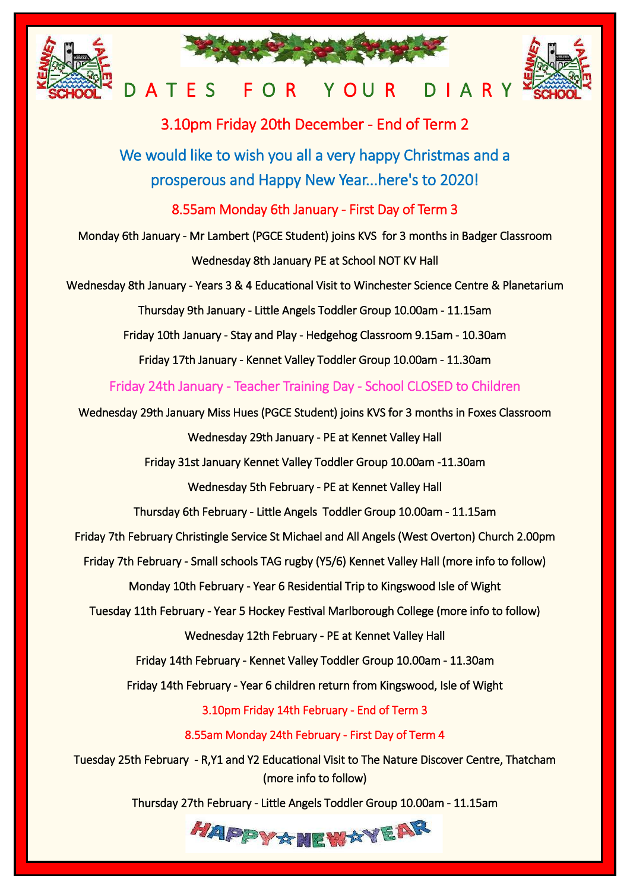# DATES FOR YOUR DIARY

**3.10pm Friday 20th December - End of Term 2**

We would like to wish you all a very happy Christmas and a prosperous and Happy New Year...here's to 2020!

**8.55am Monday 6th January - First Day of Term 3**

Monday 6th January - Mr Lambert (PGCE Student) joins KVS for 3 months in Badger Classroom

Wednesday 8th January PE at School NOT KV Hall

Wednesday 8th January - Years 3 & 4 Educational Visit to Winchester Science Centre & Planetarium

Thursday 9th January - Little Angels Toddler Group 10.00am - 11.15am

Friday 10th January - Stay and Play - Hedgehog Classroom 9.15am - 10.30am

Friday 17th January - Kennet Valley Toddler Group 10.00am - 11.30am

**Friday 24th January - Teacher Training Day - School CLOSED to Children**

Wednesday 29th January Miss Hues (PGCE Student) joins KVS for 3 months in Foxes Classroom

Wednesday 29th January - PE at Kennet Valley Hall

Friday 31st January Kennet Valley Toddler Group 10.00am -11.30am

Wednesday 5th February - PE at Kennet Valley Hall

Thursday 6th February - Little Angels Toddler Group 10.00am - 11.15am

Friday 7th February Christingle Service St Michael and All Angels (West Overton) Church 2.00pm

Friday 7th February - Small schools TAG rugby (Y5/6) Kennet Valley Hall (more info to follow)

Monday 10th February - Year 6 Residential Trip to Kingswood Isle of Wight

Tuesday 11th February - Year 5 Hockey Festival Marlborough College (more info to follow)

Wednesday 12th February - PE at Kennet Valley Hall

Friday 14th February - Kennet Valley Toddler Group 10.00am - 11.30am

Friday 14th February - Year 6 children return from Kingswood, Isle of Wight

**3.10pm Friday 14th February - End of Term 3**

**8.55am Monday 24th February - First Day of Term 4**

Tuesday 25th February - R,Y1 and Y2 Educational Visit to The Nature Discover Centre, Thatcham (more info to follow)

Thursday 27th February - Little Angels Toddler Group 10.00am - 11.15am

HAPPY NEW YEAR